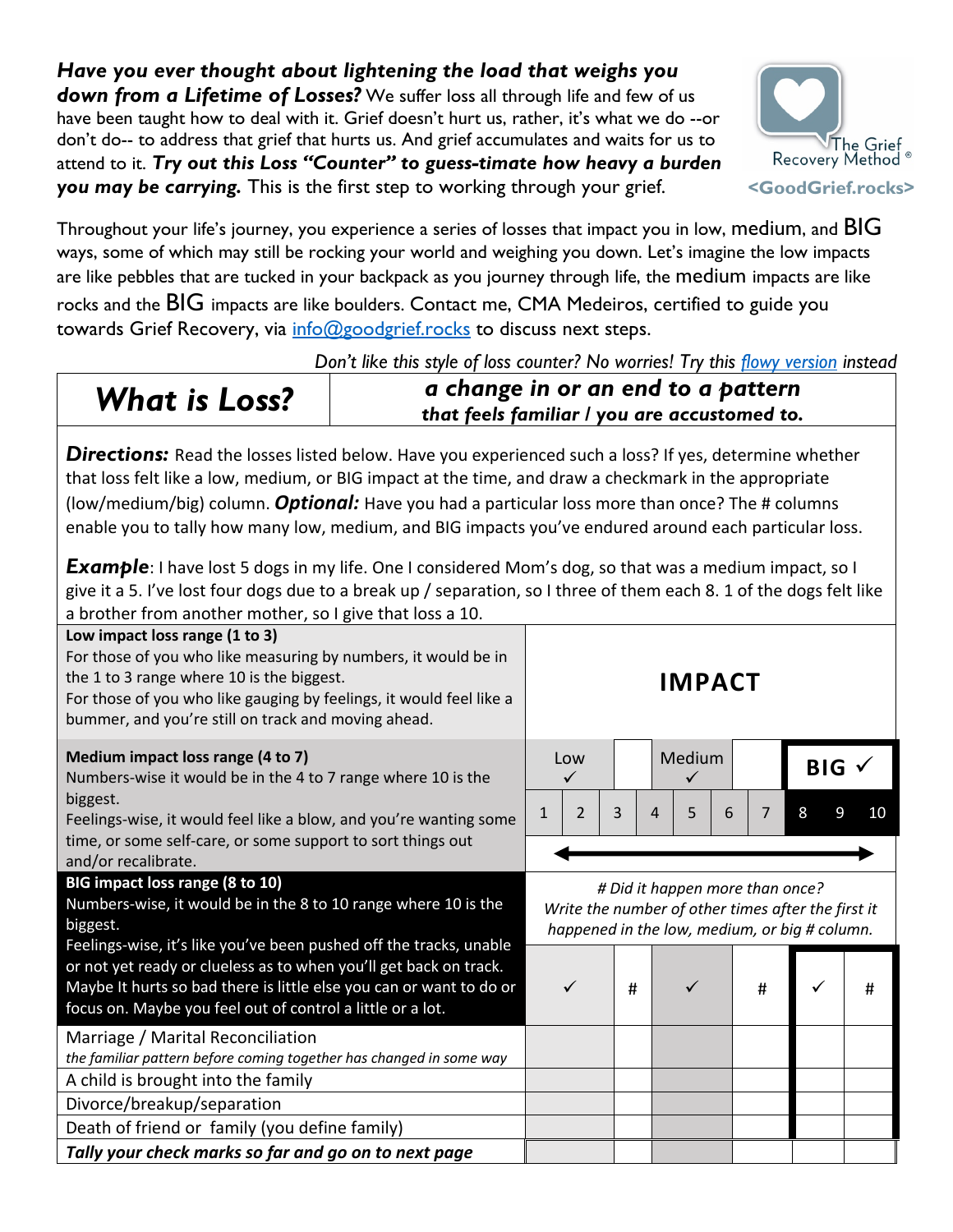***Have you ever thought about lightening the load that weighs you down from a Lifetime of Losses?*** We suffer loss all through life and few of us have been taught how to deal with it. Grief doesn't hurt us, rather, it's what we do --or don't do-- to address that grief that hurts us. And grief accumulates and waits for us to attend to it. ***Try out this Loss "Counter" to guess-timate how heavy a burden you may be carrying.*** This is the first step to working through your grief.

The Grief Recovery Method ®
<GoodGrief.rocks>

Throughout your life's journey, you experience a series of losses that impact you in low, medium, and BIG ways, some of which may still be rocking your world and weighing you down. Let's imagine the low impacts are like pebbles that are tucked in your backpack as you journey through life, the medium impacts are like rocks and the BIG impacts are like boulders. Contact me, CMA Medeiros, certified to guide you towards Grief Recovery, via info@goodgrief.rocks to discuss next steps.

*Don't like this style of loss counter? No worries! Try this flowy version instead*

| ***What is Loss?*** | ***a change in or an end to a pattern that feels familiar / you are accustomed to.*** |
|---|---|

***Directions:*** Read the losses listed below. Have you experienced such a loss? If yes, determine whether that loss felt like a low, medium, or BIG impact at the time, and draw a checkmark in the appropriate (low/medium/big) column. ***Optional:*** Have you had a particular loss more than once? The # columns enable you to tally how many low, medium, and BIG impacts you've endured around each particular loss.

***Example***: I have lost 5 dogs in my life. One I considered Mom's dog, so that was a medium impact, so I give it a 5. I've lost four dogs due to a break up / separation, so I three of them each 8. 1 of the dogs felt like a brother from another mother, so I give that loss a 10.

| | **IMPACT** | | | | | |
|---|---|---|---|---|---|---|
| **Low impact loss range (1 to 3)**<br>For those of you who like measuring by numbers, it would be in the 1 to 3 range where 10 is the biggest.<br>For those of you who like gauging by feelings, it would feel like a bummer, and you're still on track and moving ahead. | | | | | | |
| **Medium impact loss range (4 to 7)**<br>Numbers-wise it would be in the 4 to 7 range where 10 is the biggest.<br>Feelings-wise, it would feel like a blow, and you're wanting some time, or some self-care, or some support to sort things out and/or recalibrate. | Low ✓<br>1 2 3 | | Medium ✓<br>4 5 6 7 | | **BIG** ✓<br>8 9 10 | |
| **BIG impact loss range (8 to 10)**<br>Numbers-wise, it would be in the 8 to 10 range where 10 is the biggest.<br>Feelings-wise, it's like you've been pushed off the tracks, unable or not yet ready or clueless as to when you'll get back on track. Maybe It hurts so bad there is little else you can or want to do or focus on. Maybe you feel out of control a little or a lot. | *# Did it happen more than once? Write the number of other times after the first it happened in the low, medium, or big # column.* | | | | | |
| | ✓ | # | ✓ | # | ✓ | # |
| Marriage / Marital Reconciliation<br>*the familiar pattern before coming together has changed in some way* | | | | | | |
| A child is brought into the family | | | | | | |
| Divorce/breakup/separation | | | | | | |
| Death of friend or family (you define family) | | | | | | |
| ***Tally your check marks so far and go on to next page*** | | | | | | |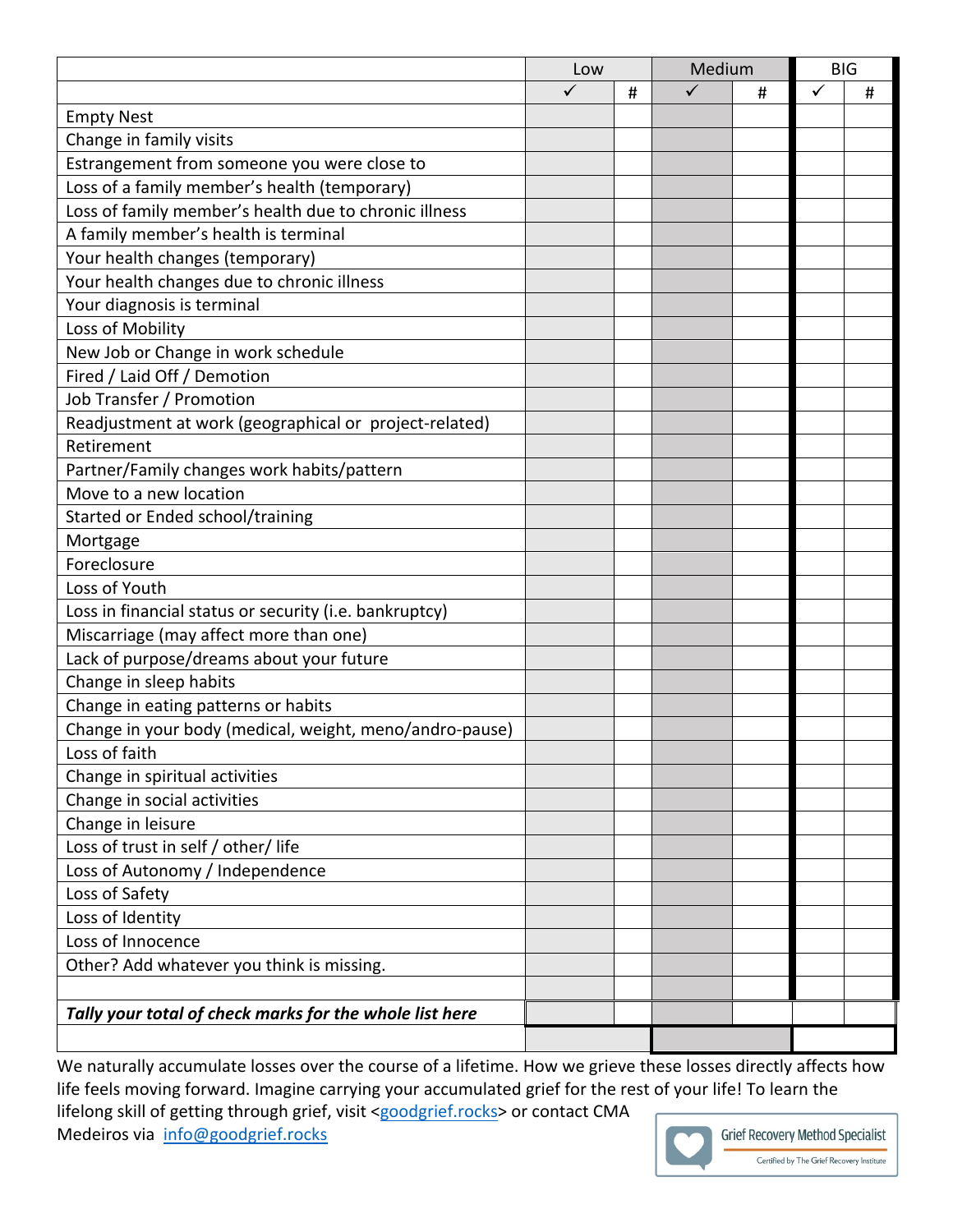| | Low | | Medium | | BIG | |
|---|---|---|---|---|---|---|
| | ✓ | # | ✓ | # | ✓ | # |
| Empty Nest | | | | | | |
| Change in family visits | | | | | | |
| Estrangement from someone you were close to | | | | | | |
| Loss of a family member's health (temporary) | | | | | | |
| Loss of family member's health due to chronic illness | | | | | | |
| A family member's health is terminal | | | | | | |
| Your health changes (temporary) | | | | | | |
| Your health changes due to chronic illness | | | | | | |
| Your diagnosis is terminal | | | | | | |
| Loss of Mobility | | | | | | |
| New Job or Change in work schedule | | | | | | |
| Fired / Laid Off / Demotion | | | | | | |
| Job Transfer / Promotion | | | | | | |
| Readjustment at work (geographical or project-related) | | | | | | |
| Retirement | | | | | | |
| Partner/Family changes work habits/pattern | | | | | | |
| Move to a new location | | | | | | |
| Started or Ended school/training | | | | | | |
| Mortgage | | | | | | |
| Foreclosure | | | | | | |
| Loss of Youth | | | | | | |
| Loss in financial status or security (i.e. bankruptcy) | | | | | | |
| Miscarriage (may affect more than one) | | | | | | |
| Lack of purpose/dreams about your future | | | | | | |
| Change in sleep habits | | | | | | |
| Change in eating patterns or habits | | | | | | |
| Change in your body (medical, weight, meno/andro-pause) | | | | | | |
| Loss of faith | | | | | | |
| Change in spiritual activities | | | | | | |
| Change in social activities | | | | | | |
| Change in leisure | | | | | | |
| Loss of trust in self / other/ life | | | | | | |
| Loss of Autonomy / Independence | | | | | | |
| Loss of Safety | | | | | | |
| Loss of Identity | | | | | | |
| Loss of Innocence | | | | | | |
| Other? Add whatever you think is missing. | | | | | | |
| | | | | | | |
| ***Tally your total of check marks for the whole list here*** | | | | | | |
| | | | | | | |

We naturally accumulate losses over the course of a lifetime. How we grieve these losses directly affects how life feels moving forward. Imagine carrying your accumulated grief for the rest of your life! To learn the lifelong skill of getting through grief, visit <goodgrief.rocks> or contact CMA Medeiros via info@goodgrief.rocks

Grief Recovery Method Specialist

Certified by The Grief Recovery Institute